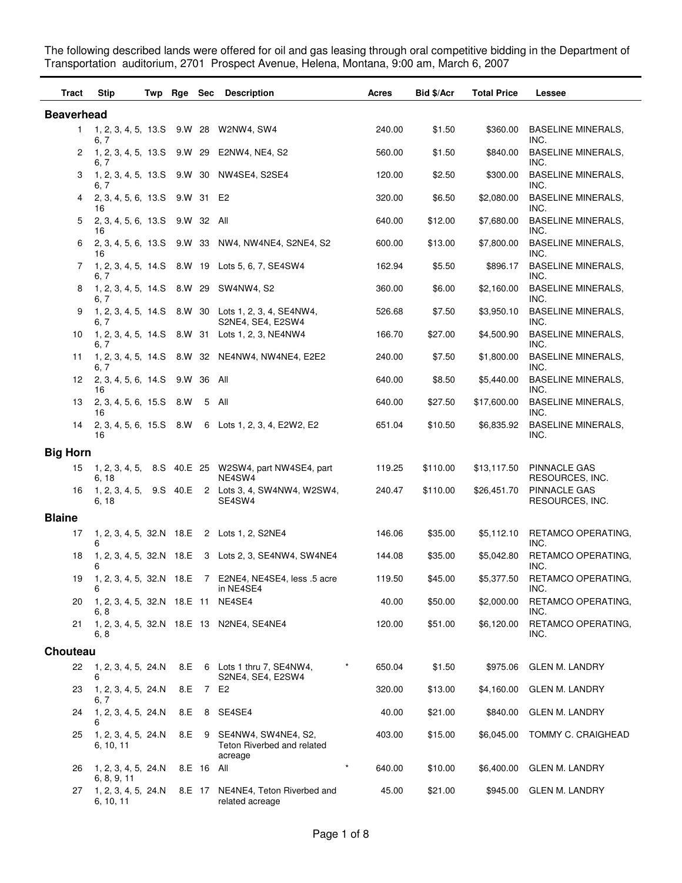The following described lands were offered for oil and gas leasing through oral competitive bidding in the Department of Transportation auditorium, 2701 Prospect Avenue, Helena, Montana, 9:00 am, March 6, 2007

| Tract | Stip | Twp | Rge | Sec | Description | | Acres | Bid $/Acr | Total Price | Lessee |
|---|---|---|---|---|---|---|---|---|---|---|
| **Beaverhead** | | | | | | | | | | |
| 1 | 1, 2, 3, 4, 5, 6, 7 | 13.S | 9.W | 28 | W2NW4, SW4 | | 240.00 | $1.50 | $360.00 | BASELINE MINERALS, INC. |
| 2 | 1, 2, 3, 4, 5, 6, 7 | 13.S | 9.W | 29 | E2NW4, NE4, S2 | | 560.00 | $1.50 | $840.00 | BASELINE MINERALS, INC. |
| 3 | 1, 2, 3, 4, 5, 6, 7 | 13.S | 9.W | 30 | NW4SE4, S2SE4 | | 120.00 | $2.50 | $300.00 | BASELINE MINERALS, INC. |
| 4 | 2, 3, 4, 5, 6, 16 | 13.S | 9.W | 31 | E2 | | 320.00 | $6.50 | $2,080.00 | BASELINE MINERALS, INC. |
| 5 | 2, 3, 4, 5, 6, 16 | 13.S | 9.W | 32 | All | | 640.00 | $12.00 | $7,680.00 | BASELINE MINERALS, INC. |
| 6 | 2, 3, 4, 5, 6, 16 | 13.S | 9.W | 33 | NW4, NW4NE4, S2NE4, S2 | | 600.00 | $13.00 | $7,800.00 | BASELINE MINERALS, INC. |
| 7 | 1, 2, 3, 4, 5, 6, 7 | 14.S | 8.W | 19 | Lots 5, 6, 7, SE4SW4 | | 162.94 | $5.50 | $896.17 | BASELINE MINERALS, INC. |
| 8 | 1, 2, 3, 4, 5, 6, 7 | 14.S | 8.W | 29 | SW4NW4, S2 | | 360.00 | $6.00 | $2,160.00 | BASELINE MINERALS, INC. |
| 9 | 1, 2, 3, 4, 5, 6, 7 | 14.S | 8.W | 30 | Lots 1, 2, 3, 4, SE4NW4, S2NE4, SE4, E2SW4 | | 526.68 | $7.50 | $3,950.10 | BASELINE MINERALS, INC. |
| 10 | 1, 2, 3, 4, 5, 6, 7 | 14.S | 8.W | 31 | Lots 1, 2, 3, NE4NW4 | | 166.70 | $27.00 | $4,500.90 | BASELINE MINERALS, INC. |
| 11 | 1, 2, 3, 4, 5, 6, 7 | 14.S | 8.W | 32 | NE4NW4, NW4NE4, E2E2 | | 240.00 | $7.50 | $1,800.00 | BASELINE MINERALS, INC. |
| 12 | 2, 3, 4, 5, 6, 16 | 14.S | 9.W | 36 | All | | 640.00 | $8.50 | $5,440.00 | BASELINE MINERALS, INC. |
| 13 | 2, 3, 4, 5, 6, 16 | 15.S | 8.W | 5 | All | | 640.00 | $27.50 | $17,600.00 | BASELINE MINERALS, INC. |
| 14 | 2, 3, 4, 5, 6, 16 | 15.S | 8.W | 6 | Lots 1, 2, 3, 4, E2W2, E2 | | 651.04 | $10.50 | $6,835.92 | BASELINE MINERALS, INC. |
| **Big Horn** | | | | | | | | | | |
| 15 | 1, 2, 3, 4, 5, 6, 18 | 8.S | 40.E | 25 | W2SW4, part NW4SE4, part NE4SW4 | | 119.25 | $110.00 | $13,117.50 | PINNACLE GAS RESOURCES, INC. |
| 16 | 1, 2, 3, 4, 5, 6, 18 | 9.S | 40.E | 2 | Lots 3, 4, SW4NW4, W2SW4, SE4SW4 | | 240.47 | $110.00 | $26,451.70 | PINNACLE GAS RESOURCES, INC. |
| **Blaine** | | | | | | | | | | |
| 17 | 1, 2, 3, 4, 5, 6 | 32.N | 18.E | 2 | Lots 1, 2, S2NE4 | | 146.06 | $35.00 | $5,112.10 | RETAMCO OPERATING, INC. |
| 18 | 1, 2, 3, 4, 5, 6 | 32.N | 18.E | 3 | Lots 2, 3, SE4NW4, SW4NE4 | | 144.08 | $35.00 | $5,042.80 | RETAMCO OPERATING, INC. |
| 19 | 1, 2, 3, 4, 5, 6 | 32.N | 18.E | 7 | E2NE4, NE4SE4, less .5 acre in NE4SE4 | | 119.50 | $45.00 | $5,377.50 | RETAMCO OPERATING, INC. |
| 20 | 1, 2, 3, 4, 5, 6, 8 | 32.N | 18.E | 11 | NE4SE4 | | 40.00 | $50.00 | $2,000.00 | RETAMCO OPERATING, INC. |
| 21 | 1, 2, 3, 4, 5, 6, 8 | 32.N | 18.E | 13 | N2NE4, SE4NE4 | | 120.00 | $51.00 | $6,120.00 | RETAMCO OPERATING, INC. |
| **Chouteau** | | | | | | | | | | |
| 22 | 1, 2, 3, 4, 5, 6 | 24.N | 8.E | 6 | Lots 1 thru 7, SE4NW4, S2NE4, SE4, E2SW4 | * | 650.04 | $1.50 | $975.06 | GLEN M. LANDRY |
| 23 | 1, 2, 3, 4, 5, 6, 7 | 24.N | 8.E | 7 | E2 | | 320.00 | $13.00 | $4,160.00 | GLEN M. LANDRY |
| 24 | 1, 2, 3, 4, 5, 6 | 24.N | 8.E | 8 | SE4SE4 | | 40.00 | $21.00 | $840.00 | GLEN M. LANDRY |
| 25 | 1, 2, 3, 4, 5, 6, 10, 11 | 24.N | 8.E | 9 | SE4NW4, SW4NE4, S2, Teton Riverbed and related acreage | | 403.00 | $15.00 | $6,045.00 | TOMMY C. CRAIGHEAD |
| 26 | 1, 2, 3, 4, 5, 6, 8, 9, 11 | 24.N | 8.E | 16 | All | * | 640.00 | $10.00 | $6,400.00 | GLEN M. LANDRY |
| 27 | 1, 2, 3, 4, 5, 6, 10, 11 | 24.N | 8.E | 17 | NE4NE4, Teton Riverbed and related acreage | | 45.00 | $21.00 | $945.00 | GLEN M. LANDRY |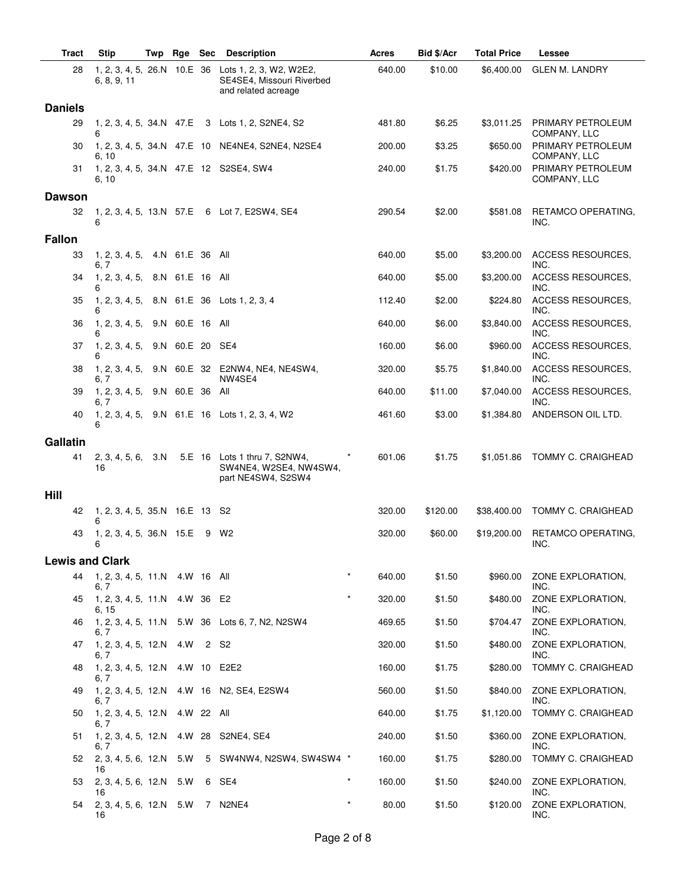| Tract | Stip | Twp | Rge | Sec | Description | | Acres | Bid $/Acr | Total Price | Lessee |
|---|---|---|---|---|---|---|---|---|---|---|
| 28 | 1, 2, 3, 4, 5, 6, 8, 9, 11 | 26.N | 10.E | 36 | Lots 1, 2, 3, W2, W2E2, SE4SE4, Missouri Riverbed and related acreage | | 640.00 | $10.00 | $6,400.00 | GLEN M. LANDRY |
| **Daniels** | | | | | | | | | | |
| 29 | 1, 2, 3, 4, 5, 6 | 34.N | 47.E | 3 | Lots 1, 2, S2NE4, S2 | | 481.80 | $6.25 | $3,011.25 | PRIMARY PETROLEUM COMPANY, LLC |
| 30 | 1, 2, 3, 4, 5, 6, 10 | 34.N | 47.E | 10 | NE4NE4, S2NE4, N2SE4 | | 200.00 | $3.25 | $650.00 | PRIMARY PETROLEUM COMPANY, LLC |
| 31 | 1, 2, 3, 4, 5, 6, 10 | 34.N | 47.E | 12 | S2SE4, SW4 | | 240.00 | $1.75 | $420.00 | PRIMARY PETROLEUM COMPANY, LLC |
| **Dawson** | | | | | | | | | | |
| 32 | 1, 2, 3, 4, 5, 6 | 13.N | 57.E | 6 | Lot 7, E2SW4, SE4 | | 290.54 | $2.00 | $581.08 | RETAMCO OPERATING, INC. |
| **Fallon** | | | | | | | | | | |
| 33 | 1, 2, 3, 4, 5, 6, 7 | 4.N | 61.E | 36 | All | | 640.00 | $5.00 | $3,200.00 | ACCESS RESOURCES, INC. |
| 34 | 1, 2, 3, 4, 5, 6 | 8.N | 61.E | 16 | All | | 640.00 | $5.00 | $3,200.00 | ACCESS RESOURCES, INC. |
| 35 | 1, 2, 3, 4, 5, 6 | 8.N | 61.E | 36 | Lots 1, 2, 3, 4 | | 112.40 | $2.00 | $224.80 | ACCESS RESOURCES, INC. |
| 36 | 1, 2, 3, 4, 5, 6 | 9.N | 60.E | 16 | All | | 640.00 | $6.00 | $3,840.00 | ACCESS RESOURCES, INC. |
| 37 | 1, 2, 3, 4, 5, 6 | 9.N | 60.E | 20 | SE4 | | 160.00 | $6.00 | $960.00 | ACCESS RESOURCES, INC. |
| 38 | 1, 2, 3, 4, 5, 6, 7 | 9.N | 60.E | 32 | E2NW4, NE4, NE4SW4, NW4SE4 | | 320.00 | $5.75 | $1,840.00 | ACCESS RESOURCES, INC. |
| 39 | 1, 2, 3, 4, 5, 6, 7 | 9.N | 60.E | 36 | All | | 640.00 | $11.00 | $7,040.00 | ACCESS RESOURCES, INC. |
| 40 | 1, 2, 3, 4, 5, 6 | 9.N | 61.E | 16 | Lots 1, 2, 3, 4, W2 | | 461.60 | $3.00 | $1,384.80 | ANDERSON OIL LTD. |
| **Gallatin** | | | | | | | | | | |
| 41 | 2, 3, 4, 5, 6, 16 | 3.N | 5.E | 16 | Lots 1 thru 7, S2NW4, SW4NE4, W2SE4, NW4SW4, part NE4SW4, S2SW4 | * | 601.06 | $1.75 | $1,051.86 | TOMMY C. CRAIGHEAD |
| **Hill** | | | | | | | | | | |
| 42 | 1, 2, 3, 4, 5, 6 | 35.N | 16.E | 13 | S2 | | 320.00 | $120.00 | $38,400.00 | TOMMY C. CRAIGHEAD |
| 43 | 1, 2, 3, 4, 5, 6 | 36.N | 15.E | 9 | W2 | | 320.00 | $60.00 | $19,200.00 | RETAMCO OPERATING, INC. |
| **Lewis and Clark** | | | | | | | | | | |
| 44 | 1, 2, 3, 4, 5, 6, 7 | 11.N | 4.W | 16 | All | * | 640.00 | $1.50 | $960.00 | ZONE EXPLORATION, INC. |
| 45 | 1, 2, 3, 4, 5, 6, 15 | 11.N | 4.W | 36 | E2 | * | 320.00 | $1.50 | $480.00 | ZONE EXPLORATION, INC. |
| 46 | 1, 2, 3, 4, 5, 6, 7 | 11.N | 5.W | 36 | Lots 6, 7, N2, N2SW4 | | 469.65 | $1.50 | $704.47 | ZONE EXPLORATION, INC. |
| 47 | 1, 2, 3, 4, 5, 6, 7 | 12.N | 4.W | 2 | S2 | | 320.00 | $1.50 | $480.00 | ZONE EXPLORATION, INC. |
| 48 | 1, 2, 3, 4, 5, 6, 7 | 12.N | 4.W | 10 | E2E2 | | 160.00 | $1.75 | $280.00 | TOMMY C. CRAIGHEAD |
| 49 | 1, 2, 3, 4, 5, 6, 7 | 12.N | 4.W | 16 | N2, SE4, E2SW4 | | 560.00 | $1.50 | $840.00 | ZONE EXPLORATION, INC. |
| 50 | 1, 2, 3, 4, 5, 6, 7 | 12.N | 4.W | 22 | All | | 640.00 | $1.75 | $1,120.00 | TOMMY C. CRAIGHEAD |
| 51 | 1, 2, 3, 4, 5, 6, 7 | 12.N | 4.W | 28 | S2NE4, SE4 | | 240.00 | $1.50 | $360.00 | ZONE EXPLORATION, INC. |
| 52 | 2, 3, 4, 5, 6, 16 | 12.N | 5.W | 5 | SW4NW4, N2SW4, SW4SW4 | * | 160.00 | $1.75 | $280.00 | TOMMY C. CRAIGHEAD |
| 53 | 2, 3, 4, 5, 6, 16 | 12.N | 5.W | 6 | SE4 | * | 160.00 | $1.50 | $240.00 | ZONE EXPLORATION, INC. |
| 54 | 2, 3, 4, 5, 6, 16 | 12.N | 5.W | 7 | N2NE4 | * | 80.00 | $1.50 | $120.00 | ZONE EXPLORATION, INC. |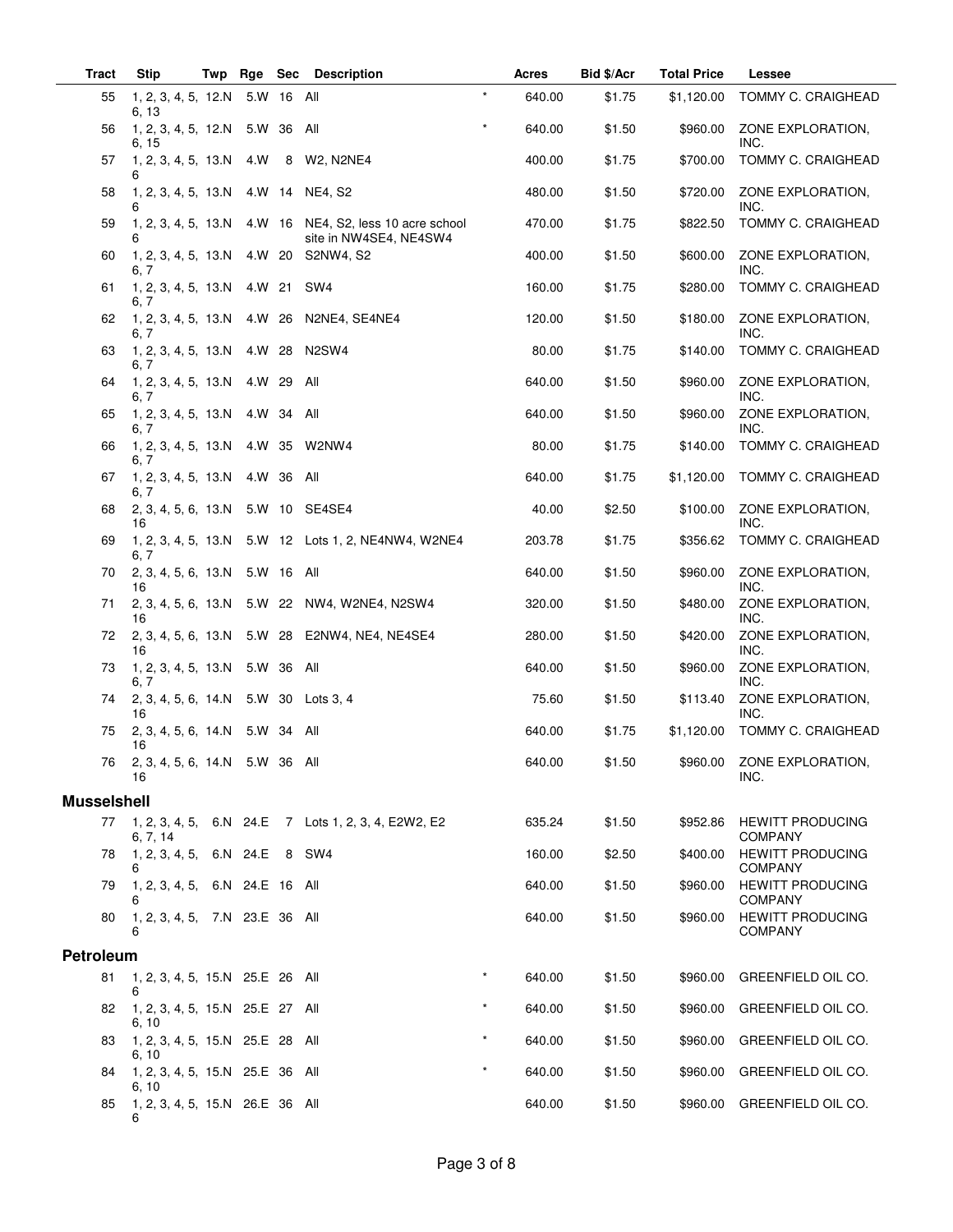| Tract | Stip | Twp | Rge | Sec | Description | | Acres | Bid $/Acr | Total Price | Lessee |
|---|---|---|---|---|---|---|---|---|---|---|
| 55 | 1, 2, 3, 4, 5, 6, 13 | 12.N | 5.W | 16 | All | * | 640.00 | $1.75 | $1,120.00 | TOMMY C. CRAIGHEAD |
| 56 | 1, 2, 3, 4, 5, 6, 15 | 12.N | 5.W | 36 | All | * | 640.00 | $1.50 | $960.00 | ZONE EXPLORATION, INC. |
| 57 | 1, 2, 3, 4, 5, 6 | 13.N | 4.W | 8 | W2, N2NE4 | | 400.00 | $1.75 | $700.00 | TOMMY C. CRAIGHEAD |
| 58 | 1, 2, 3, 4, 5, 6 | 13.N | 4.W | 14 | NE4, S2 | | 480.00 | $1.50 | $720.00 | ZONE EXPLORATION, INC. |
| 59 | 1, 2, 3, 4, 5, 6 | 13.N | 4.W | 16 | NE4, S2, less 10 acre school site in NW4SE4, NE4SW4 | | 470.00 | $1.75 | $822.50 | TOMMY C. CRAIGHEAD |
| 60 | 1, 2, 3, 4, 5, 6, 7 | 13.N | 4.W | 20 | S2NW4, S2 | | 400.00 | $1.50 | $600.00 | ZONE EXPLORATION, INC. |
| 61 | 1, 2, 3, 4, 5, 6, 7 | 13.N | 4.W | 21 | SW4 | | 160.00 | $1.75 | $280.00 | TOMMY C. CRAIGHEAD |
| 62 | 1, 2, 3, 4, 5, 6, 7 | 13.N | 4.W | 26 | N2NE4, SE4NE4 | | 120.00 | $1.50 | $180.00 | ZONE EXPLORATION, INC. |
| 63 | 1, 2, 3, 4, 5, 6, 7 | 13.N | 4.W | 28 | N2SW4 | | 80.00 | $1.75 | $140.00 | TOMMY C. CRAIGHEAD |
| 64 | 1, 2, 3, 4, 5, 6, 7 | 13.N | 4.W | 29 | All | | 640.00 | $1.50 | $960.00 | ZONE EXPLORATION, INC. |
| 65 | 1, 2, 3, 4, 5, 6, 7 | 13.N | 4.W | 34 | All | | 640.00 | $1.50 | $960.00 | ZONE EXPLORATION, INC. |
| 66 | 1, 2, 3, 4, 5, 6, 7 | 13.N | 4.W | 35 | W2NW4 | | 80.00 | $1.75 | $140.00 | TOMMY C. CRAIGHEAD |
| 67 | 1, 2, 3, 4, 5, 6, 7 | 13.N | 4.W | 36 | All | | 640.00 | $1.75 | $1,120.00 | TOMMY C. CRAIGHEAD |
| 68 | 2, 3, 4, 5, 6, 16 | 13.N | 5.W | 10 | SE4SE4 | | 40.00 | $2.50 | $100.00 | ZONE EXPLORATION, INC. |
| 69 | 1, 2, 3, 4, 5, 6, 7 | 13.N | 5.W | 12 | Lots 1, 2, NE4NW4, W2NE4 | | 203.78 | $1.75 | $356.62 | TOMMY C. CRAIGHEAD |
| 70 | 2, 3, 4, 5, 6, 16 | 13.N | 5.W | 16 | All | | 640.00 | $1.50 | $960.00 | ZONE EXPLORATION, INC. |
| 71 | 2, 3, 4, 5, 6, 16 | 13.N | 5.W | 22 | NW4, W2NE4, N2SW4 | | 320.00 | $1.50 | $480.00 | ZONE EXPLORATION, INC. |
| 72 | 2, 3, 4, 5, 6, 16 | 13.N | 5.W | 28 | E2NW4, NE4, NE4SE4 | | 280.00 | $1.50 | $420.00 | ZONE EXPLORATION, INC. |
| 73 | 1, 2, 3, 4, 5, 6, 7 | 13.N | 5.W | 36 | All | | 640.00 | $1.50 | $960.00 | ZONE EXPLORATION, INC. |
| 74 | 2, 3, 4, 5, 6, 16 | 14.N | 5.W | 30 | Lots 3, 4 | | 75.60 | $1.50 | $113.40 | ZONE EXPLORATION, INC. |
| 75 | 2, 3, 4, 5, 6, 16 | 14.N | 5.W | 34 | All | | 640.00 | $1.75 | $1,120.00 | TOMMY C. CRAIGHEAD |
| 76 | 2, 3, 4, 5, 6, 16 | 14.N | 5.W | 36 | All | | 640.00 | $1.50 | $960.00 | ZONE EXPLORATION, INC. |
| **Musselshell** | | | | | | | | | | |
| 77 | 1, 2, 3, 4, 5, 6, 7, 14 | 6.N | 24.E | 7 | Lots 1, 2, 3, 4, E2W2, E2 | | 635.24 | $1.50 | $952.86 | HEWITT PRODUCING COMPANY |
| 78 | 1, 2, 3, 4, 5, 6 | 6.N | 24.E | 8 | SW4 | | 160.00 | $2.50 | $400.00 | HEWITT PRODUCING COMPANY |
| 79 | 1, 2, 3, 4, 5, 6 | 6.N | 24.E | 16 | All | | 640.00 | $1.50 | $960.00 | HEWITT PRODUCING COMPANY |
| 80 | 1, 2, 3, 4, 5, 6 | 7.N | 23.E | 36 | All | | 640.00 | $1.50 | $960.00 | HEWITT PRODUCING COMPANY |
| **Petroleum** | | | | | | | | | | |
| 81 | 1, 2, 3, 4, 5, 6 | 15.N | 25.E | 26 | All | * | 640.00 | $1.50 | $960.00 | GREENFIELD OIL CO. |
| 82 | 1, 2, 3, 4, 5, 6, 10 | 15.N | 25.E | 27 | All | * | 640.00 | $1.50 | $960.00 | GREENFIELD OIL CO. |
| 83 | 1, 2, 3, 4, 5, 6, 10 | 15.N | 25.E | 28 | All | * | 640.00 | $1.50 | $960.00 | GREENFIELD OIL CO. |
| 84 | 1, 2, 3, 4, 5, 6, 10 | 15.N | 25.E | 36 | All | * | 640.00 | $1.50 | $960.00 | GREENFIELD OIL CO. |
| 85 | 1, 2, 3, 4, 5, 6 | 15.N | 26.E | 36 | All | | 640.00 | $1.50 | $960.00 | GREENFIELD OIL CO. |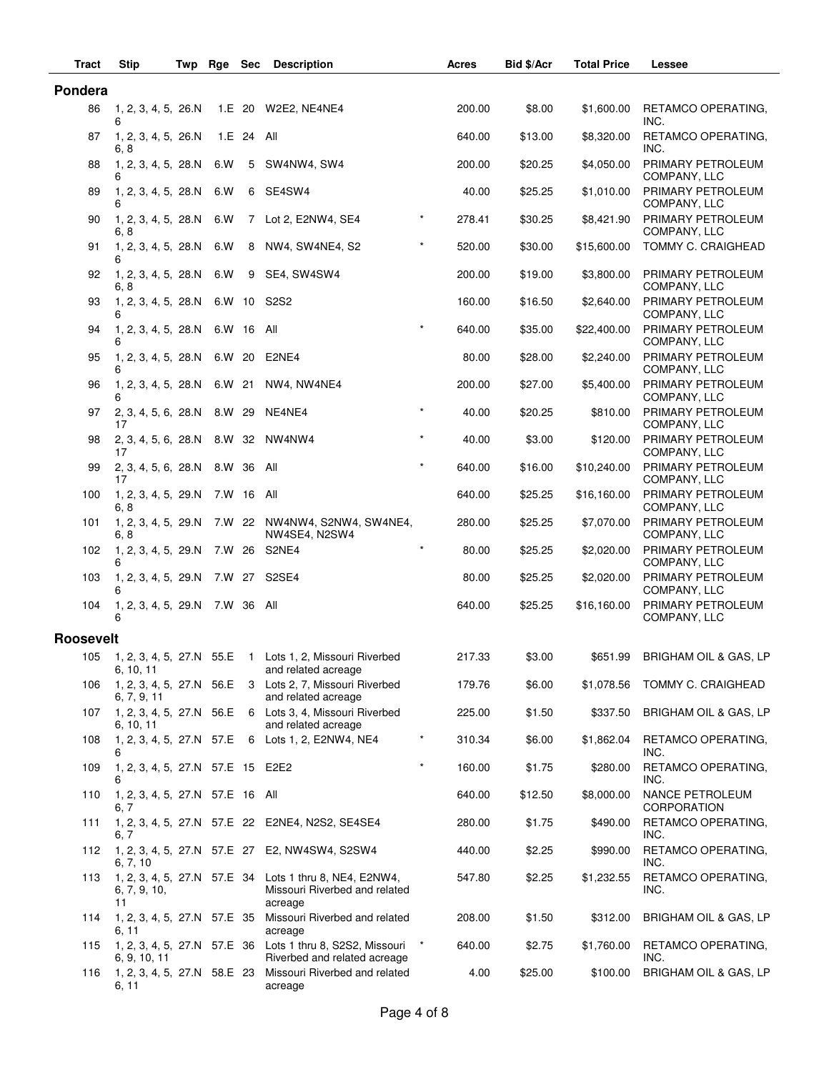| Tract | Stip | Twp | Rge | Sec | Description | | Acres | Bid $/Acr | Total Price | Lessee |
|---|---|---|---|---|---|---|---|---|---|---|
| **Pondera** | | | | | | | | | | |
| 86 | 1, 2, 3, 4, 5, 6 | 26.N | 1.E | 20 | W2E2, NE4NE4 | | 200.00 | $8.00 | $1,600.00 | RETAMCO OPERATING, INC. |
| 87 | 1, 2, 3, 4, 5, 6, 8 | 26.N | 1.E | 24 | All | | 640.00 | $13.00 | $8,320.00 | RETAMCO OPERATING, INC. |
| 88 | 1, 2, 3, 4, 5, 6 | 28.N | 6.W | 5 | SW4NW4, SW4 | | 200.00 | $20.25 | $4,050.00 | PRIMARY PETROLEUM COMPANY, LLC |
| 89 | 1, 2, 3, 4, 5, 6 | 28.N | 6.W | 6 | SE4SW4 | | 40.00 | $25.25 | $1,010.00 | PRIMARY PETROLEUM COMPANY, LLC |
| 90 | 1, 2, 3, 4, 5, 6, 8 | 28.N | 6.W | 7 | Lot 2, E2NW4, SE4 | * | 278.41 | $30.25 | $8,421.90 | PRIMARY PETROLEUM COMPANY, LLC |
| 91 | 1, 2, 3, 4, 5, 6 | 28.N | 6.W | 8 | NW4, SW4NE4, S2 | * | 520.00 | $30.00 | $15,600.00 | TOMMY C. CRAIGHEAD |
| 92 | 1, 2, 3, 4, 5, 6, 8 | 28.N | 6.W | 9 | SE4, SW4SW4 | | 200.00 | $19.00 | $3,800.00 | PRIMARY PETROLEUM COMPANY, LLC |
| 93 | 1, 2, 3, 4, 5, 6 | 28.N | 6.W | 10 | S2S2 | | 160.00 | $16.50 | $2,640.00 | PRIMARY PETROLEUM COMPANY, LLC |
| 94 | 1, 2, 3, 4, 5, 6 | 28.N | 6.W | 16 | All | * | 640.00 | $35.00 | $22,400.00 | PRIMARY PETROLEUM COMPANY, LLC |
| 95 | 1, 2, 3, 4, 5, 6 | 28.N | 6.W | 20 | E2NE4 | | 80.00 | $28.00 | $2,240.00 | PRIMARY PETROLEUM COMPANY, LLC |
| 96 | 1, 2, 3, 4, 5, 6 | 28.N | 6.W | 21 | NW4, NW4NE4 | | 200.00 | $27.00 | $5,400.00 | PRIMARY PETROLEUM COMPANY, LLC |
| 97 | 2, 3, 4, 5, 6, 17 | 28.N | 8.W | 29 | NE4NE4 | * | 40.00 | $20.25 | $810.00 | PRIMARY PETROLEUM COMPANY, LLC |
| 98 | 2, 3, 4, 5, 6, 17 | 28.N | 8.W | 32 | NW4NW4 | * | 40.00 | $3.00 | $120.00 | PRIMARY PETROLEUM COMPANY, LLC |
| 99 | 2, 3, 4, 5, 6, 17 | 28.N | 8.W | 36 | All | * | 640.00 | $16.00 | $10,240.00 | PRIMARY PETROLEUM COMPANY, LLC |
| 100 | 1, 2, 3, 4, 5, 6, 8 | 29.N | 7.W | 16 | All | | 640.00 | $25.25 | $16,160.00 | PRIMARY PETROLEUM COMPANY, LLC |
| 101 | 1, 2, 3, 4, 5, 6, 8 | 29.N | 7.W | 22 | NW4NW4, S2NW4, SW4NE4, NW4SE4, N2SW4 | | 280.00 | $25.25 | $7,070.00 | PRIMARY PETROLEUM COMPANY, LLC |
| 102 | 1, 2, 3, 4, 5, 6 | 29.N | 7.W | 26 | S2NE4 | * | 80.00 | $25.25 | $2,020.00 | PRIMARY PETROLEUM COMPANY, LLC |
| 103 | 1, 2, 3, 4, 5, 6 | 29.N | 7.W | 27 | S2SE4 | | 80.00 | $25.25 | $2,020.00 | PRIMARY PETROLEUM COMPANY, LLC |
| 104 | 1, 2, 3, 4, 5, 6 | 29.N | 7.W | 36 | All | | 640.00 | $25.25 | $16,160.00 | PRIMARY PETROLEUM COMPANY, LLC |
| **Roosevelt** | | | | | | | | | | |
| 105 | 1, 2, 3, 4, 5, 6, 10, 11 | 27.N | 55.E | 1 | Lots 1, 2, Missouri Riverbed and related acreage | | 217.33 | $3.00 | $651.99 | BRIGHAM OIL & GAS, LP |
| 106 | 1, 2, 3, 4, 5, 6, 7, 9, 11 | 27.N | 56.E | 3 | Lots 2, 7, Missouri Riverbed and related acreage | | 179.76 | $6.00 | $1,078.56 | TOMMY C. CRAIGHEAD |
| 107 | 1, 2, 3, 4, 5, 6, 10, 11 | 27.N | 56.E | 6 | Lots 3, 4, Missouri Riverbed and related acreage | | 225.00 | $1.50 | $337.50 | BRIGHAM OIL & GAS, LP |
| 108 | 1, 2, 3, 4, 5, 6 | 27.N | 57.E | 6 | Lots 1, 2, E2NW4, NE4 | * | 310.34 | $6.00 | $1,862.04 | RETAMCO OPERATING, INC. |
| 109 | 1, 2, 3, 4, 5, 6 | 27.N | 57.E | 15 | E2E2 | * | 160.00 | $1.75 | $280.00 | RETAMCO OPERATING, INC. |
| 110 | 1, 2, 3, 4, 5, 6, 7 | 27.N | 57.E | 16 | All | | 640.00 | $12.50 | $8,000.00 | NANCE PETROLEUM CORPORATION |
| 111 | 1, 2, 3, 4, 5, 6, 7 | 27.N | 57.E | 22 | E2NE4, N2S2, SE4SE4 | | 280.00 | $1.75 | $490.00 | RETAMCO OPERATING, INC. |
| 112 | 1, 2, 3, 4, 5, 6, 7, 10 | 27.N | 57.E | 27 | E2, NW4SW4, S2SW4 | | 440.00 | $2.25 | $990.00 | RETAMCO OPERATING, INC. |
| 113 | 1, 2, 3, 4, 5, 6, 7, 9, 10, 11 | 27.N | 57.E | 34 | Lots 1 thru 8, NE4, E2NW4, Missouri Riverbed and related acreage | | 547.80 | $2.25 | $1,232.55 | RETAMCO OPERATING, INC. |
| 114 | 1, 2, 3, 4, 5, 6, 11 | 27.N | 57.E | 35 | Missouri Riverbed and related acreage | | 208.00 | $1.50 | $312.00 | BRIGHAM OIL & GAS, LP |
| 115 | 1, 2, 3, 4, 5, 6, 9, 10, 11 | 27.N | 57.E | 36 | Lots 1 thru 8, S2S2, Missouri Riverbed and related acreage | * | 640.00 | $2.75 | $1,760.00 | RETAMCO OPERATING, INC. |
| 116 | 1, 2, 3, 4, 5, 6, 11 | 27.N | 58.E | 23 | Missouri Riverbed and related acreage | | 4.00 | $25.00 | $100.00 | BRIGHAM OIL & GAS, LP |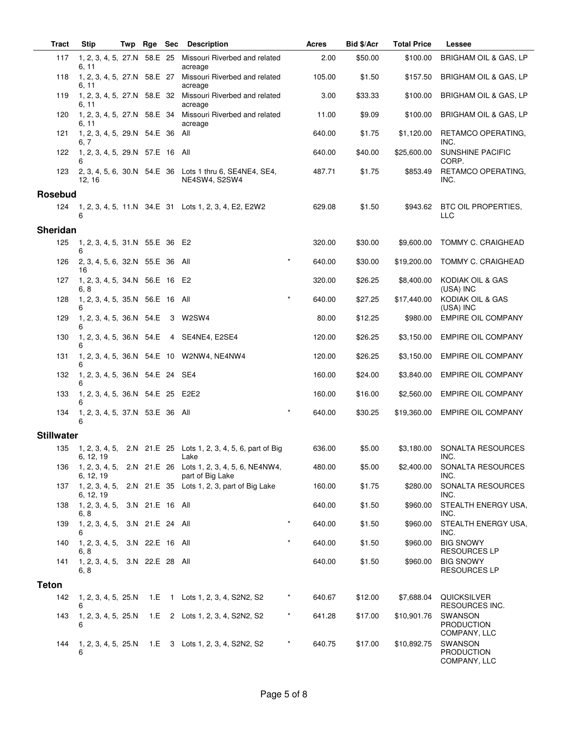| Tract | Stip | Twp | Rge | Sec | Description | | Acres | Bid $/Acr | Total Price | Lessee |
|---|---|---|---|---|---|---|---|---|---|---|
| 117 | 1, 2, 3, 4, 5, 6, 11 | 27.N | 58.E | 25 | Missouri Riverbed and related acreage | | 2.00 | $50.00 | $100.00 | BRIGHAM OIL & GAS, LP |
| 118 | 1, 2, 3, 4, 5, 6, 11 | 27.N | 58.E | 27 | Missouri Riverbed and related acreage | | 105.00 | $1.50 | $157.50 | BRIGHAM OIL & GAS, LP |
| 119 | 1, 2, 3, 4, 5, 6, 11 | 27.N | 58.E | 32 | Missouri Riverbed and related acreage | | 3.00 | $33.33 | $100.00 | BRIGHAM OIL & GAS, LP |
| 120 | 1, 2, 3, 4, 5, 6, 11 | 27.N | 58.E | 34 | Missouri Riverbed and related acreage | | 11.00 | $9.09 | $100.00 | BRIGHAM OIL & GAS, LP |
| 121 | 1, 2, 3, 4, 5, 6, 7 | 29.N | 54.E | 36 | All | | 640.00 | $1.75 | $1,120.00 | RETAMCO OPERATING, INC. |
| 122 | 1, 2, 3, 4, 5, 6 | 29.N | 57.E | 16 | All | | 640.00 | $40.00 | $25,600.00 | SUNSHINE PACIFIC CORP. |
| 123 | 2, 3, 4, 5, 6, 12, 16 | 30.N | 54.E | 36 | Lots 1 thru 6, SE4NE4, SE4, NE4SW4, S2SW4 | | 487.71 | $1.75 | $853.49 | RETAMCO OPERATING, INC. |
| **Rosebud** | | | | | | | | | | |
| 124 | 1, 2, 3, 4, 5, 6 | 11.N | 34.E | 31 | Lots 1, 2, 3, 4, E2, E2W2 | | 629.08 | $1.50 | $943.62 | BTC OIL PROPERTIES, LLC |
| **Sheridan** | | | | | | | | | | |
| 125 | 1, 2, 3, 4, 5, 6 | 31.N | 55.E | 36 | E2 | | 320.00 | $30.00 | $9,600.00 | TOMMY C. CRAIGHEAD |
| 126 | 2, 3, 4, 5, 6, 16 | 32.N | 55.E | 36 | All | * | 640.00 | $30.00 | $19,200.00 | TOMMY C. CRAIGHEAD |
| 127 | 1, 2, 3, 4, 5, 6, 8 | 34.N | 56.E | 16 | E2 | | 320.00 | $26.25 | $8,400.00 | KODIAK OIL & GAS (USA) INC |
| 128 | 1, 2, 3, 4, 5, 6 | 35.N | 56.E | 16 | All | * | 640.00 | $27.25 | $17,440.00 | KODIAK OIL & GAS (USA) INC |
| 129 | 1, 2, 3, 4, 5, 6 | 36.N | 54.E | 3 | W2SW4 | | 80.00 | $12.25 | $980.00 | EMPIRE OIL COMPANY |
| 130 | 1, 2, 3, 4, 5, 6 | 36.N | 54.E | 4 | SE4NE4, E2SE4 | | 120.00 | $26.25 | $3,150.00 | EMPIRE OIL COMPANY |
| 131 | 1, 2, 3, 4, 5, 6 | 36.N | 54.E | 10 | W2NW4, NE4NW4 | | 120.00 | $26.25 | $3,150.00 | EMPIRE OIL COMPANY |
| 132 | 1, 2, 3, 4, 5, 6 | 36.N | 54.E | 24 | SE4 | | 160.00 | $24.00 | $3,840.00 | EMPIRE OIL COMPANY |
| 133 | 1, 2, 3, 4, 5, 6 | 36.N | 54.E | 25 | E2E2 | | 160.00 | $16.00 | $2,560.00 | EMPIRE OIL COMPANY |
| 134 | 1, 2, 3, 4, 5, 6 | 37.N | 53.E | 36 | All | * | 640.00 | $30.25 | $19,360.00 | EMPIRE OIL COMPANY |
| **Stillwater** | | | | | | | | | | |
| 135 | 1, 2, 3, 4, 5, 6, 12, 19 | 2.N | 21.E | 25 | Lots 1, 2, 3, 4, 5, 6, part of Big Lake | | 636.00 | $5.00 | $3,180.00 | SONALTA RESOURCES INC. |
| 136 | 1, 2, 3, 4, 5, 6, 12, 19 | 2.N | 21.E | 26 | Lots 1, 2, 3, 4, 5, 6, NE4NW4, part of Big Lake | | 480.00 | $5.00 | $2,400.00 | SONALTA RESOURCES INC. |
| 137 | 1, 2, 3, 4, 5, 6, 12, 19 | 2.N | 21.E | 35 | Lots 1, 2, 3, part of Big Lake | | 160.00 | $1.75 | $280.00 | SONALTA RESOURCES INC. |
| 138 | 1, 2, 3, 4, 5, 6, 8 | 3.N | 21.E | 16 | All | | 640.00 | $1.50 | $960.00 | STEALTH ENERGY USA, INC. |
| 139 | 1, 2, 3, 4, 5, 6 | 3.N | 21.E | 24 | All | * | 640.00 | $1.50 | $960.00 | STEALTH ENERGY USA, INC. |
| 140 | 1, 2, 3, 4, 5, 6, 8 | 3.N | 22.E | 16 | All | * | 640.00 | $1.50 | $960.00 | BIG SNOWY RESOURCES LP |
| 141 | 1, 2, 3, 4, 5, 6, 8 | 3.N | 22.E | 28 | All | | 640.00 | $1.50 | $960.00 | BIG SNOWY RESOURCES LP |
| **Teton** | | | | | | | | | | |
| 142 | 1, 2, 3, 4, 5, 6 | 25.N | 1.E | 1 | Lots 1, 2, 3, 4, S2N2, S2 | * | 640.67 | $12.00 | $7,688.04 | QUICKSILVER RESOURCES INC. |
| 143 | 1, 2, 3, 4, 5, 6 | 25.N | 1.E | 2 | Lots 1, 2, 3, 4, S2N2, S2 | * | 641.28 | $17.00 | $10,901.76 | SWANSON PRODUCTION COMPANY, LLC |
| 144 | 1, 2, 3, 4, 5, 6 | 25.N | 1.E | 3 | Lots 1, 2, 3, 4, S2N2, S2 | * | 640.75 | $17.00 | $10,892.75 | SWANSON PRODUCTION COMPANY, LLC |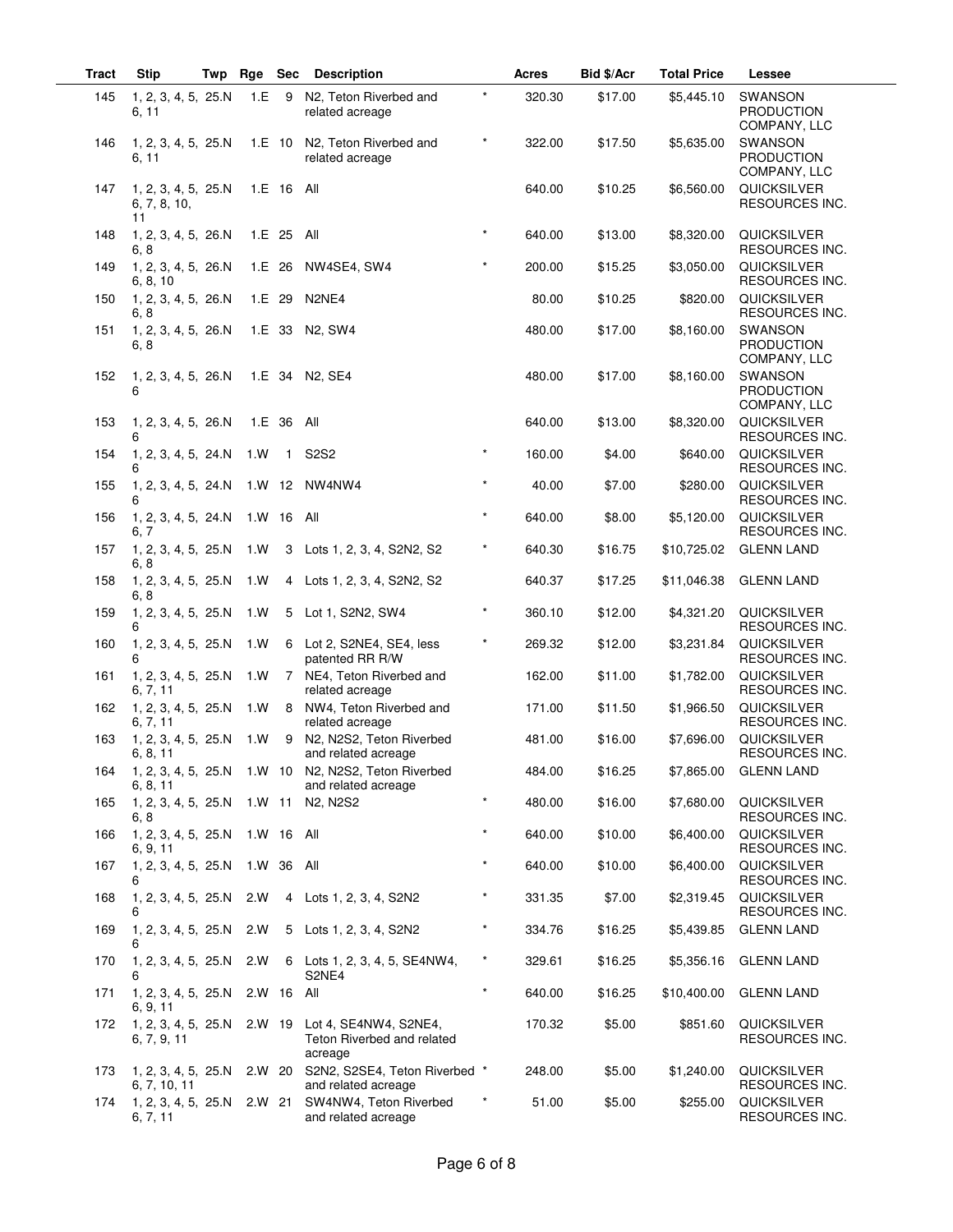| Tract | Stip | Twp | Rge | Sec | Description | | Acres | Bid $/Acr | Total Price | Lessee |
|---|---|---|---|---|---|---|---|---|---|---|
| 145 | 1, 2, 3, 4, 5, 6, 11 | 25.N | 1.E | 9 | N2, Teton Riverbed and related acreage | * | 320.30 | $17.00 | $5,445.10 | SWANSON PRODUCTION COMPANY, LLC |
| 146 | 1, 2, 3, 4, 5, 6, 11 | 25.N | 1.E | 10 | N2, Teton Riverbed and related acreage | * | 322.00 | $17.50 | $5,635.00 | SWANSON PRODUCTION COMPANY, LLC |
| 147 | 1, 2, 3, 4, 5, 6, 7, 8, 10, 11 | 25.N | 1.E | 16 | All | | 640.00 | $10.25 | $6,560.00 | QUICKSILVER RESOURCES INC. |
| 148 | 1, 2, 3, 4, 5, 6, 8 | 26.N | 1.E | 25 | All | * | 640.00 | $13.00 | $8,320.00 | QUICKSILVER RESOURCES INC. |
| 149 | 1, 2, 3, 4, 5, 6, 8, 10 | 26.N | 1.E | 26 | NW4SE4, SW4 | * | 200.00 | $15.25 | $3,050.00 | QUICKSILVER RESOURCES INC. |
| 150 | 1, 2, 3, 4, 5, 6, 8 | 26.N | 1.E | 29 | N2NE4 | | 80.00 | $10.25 | $820.00 | QUICKSILVER RESOURCES INC. |
| 151 | 1, 2, 3, 4, 5, 6, 8 | 26.N | 1.E | 33 | N2, SW4 | | 480.00 | $17.00 | $8,160.00 | SWANSON PRODUCTION COMPANY, LLC |
| 152 | 1, 2, 3, 4, 5, 6 | 26.N | 1.E | 34 | N2, SE4 | | 480.00 | $17.00 | $8,160.00 | SWANSON PRODUCTION COMPANY, LLC |
| 153 | 1, 2, 3, 4, 5, 6 | 26.N | 1.E | 36 | All | | 640.00 | $13.00 | $8,320.00 | QUICKSILVER RESOURCES INC. |
| 154 | 1, 2, 3, 4, 5, 6 | 24.N | 1.W | 1 | S2S2 | * | 160.00 | $4.00 | $640.00 | QUICKSILVER RESOURCES INC. |
| 155 | 1, 2, 3, 4, 5, 6 | 24.N | 1.W | 12 | NW4NW4 | * | 40.00 | $7.00 | $280.00 | QUICKSILVER RESOURCES INC. |
| 156 | 1, 2, 3, 4, 5, 6, 7 | 24.N | 1.W | 16 | All | * | 640.00 | $8.00 | $5,120.00 | QUICKSILVER RESOURCES INC. |
| 157 | 1, 2, 3, 4, 5, 6, 8 | 25.N | 1.W | 3 | Lots 1, 2, 3, 4, S2N2, S2 | * | 640.30 | $16.75 | $10,725.02 | GLENN LAND |
| 158 | 1, 2, 3, 4, 5, 6, 8 | 25.N | 1.W | 4 | Lots 1, 2, 3, 4, S2N2, S2 | | 640.37 | $17.25 | $11,046.38 | GLENN LAND |
| 159 | 1, 2, 3, 4, 5, 6 | 25.N | 1.W | 5 | Lot 1, S2N2, SW4 | * | 360.10 | $12.00 | $4,321.20 | QUICKSILVER RESOURCES INC. |
| 160 | 1, 2, 3, 4, 5, 6 | 25.N | 1.W | 6 | Lot 2, S2NE4, SE4, less patented RR R/W | * | 269.32 | $12.00 | $3,231.84 | QUICKSILVER RESOURCES INC. |
| 161 | 1, 2, 3, 4, 5, 6, 7, 11 | 25.N | 1.W | 7 | NE4, Teton Riverbed and related acreage | | 162.00 | $11.00 | $1,782.00 | QUICKSILVER RESOURCES INC. |
| 162 | 1, 2, 3, 4, 5, 6, 7, 11 | 25.N | 1.W | 8 | NW4, Teton Riverbed and related acreage | | 171.00 | $11.50 | $1,966.50 | QUICKSILVER RESOURCES INC. |
| 163 | 1, 2, 3, 4, 5, 6, 8, 11 | 25.N | 1.W | 9 | N2, N2S2, Teton Riverbed and related acreage | | 481.00 | $16.00 | $7,696.00 | QUICKSILVER RESOURCES INC. |
| 164 | 1, 2, 3, 4, 5, 6, 8, 11 | 25.N | 1.W | 10 | N2, N2S2, Teton Riverbed and related acreage | | 484.00 | $16.25 | $7,865.00 | GLENN LAND |
| 165 | 1, 2, 3, 4, 5, 6, 8 | 25.N | 1.W | 11 | N2, N2S2 | * | 480.00 | $16.00 | $7,680.00 | QUICKSILVER RESOURCES INC. |
| 166 | 1, 2, 3, 4, 5, 6, 9, 11 | 25.N | 1.W | 16 | All | * | 640.00 | $10.00 | $6,400.00 | QUICKSILVER RESOURCES INC. |
| 167 | 1, 2, 3, 4, 5, 6 | 25.N | 1.W | 36 | All | * | 640.00 | $10.00 | $6,400.00 | QUICKSILVER RESOURCES INC. |
| 168 | 1, 2, 3, 4, 5, 6 | 25.N | 2.W | 4 | Lots 1, 2, 3, 4, S2N2 | * | 331.35 | $7.00 | $2,319.45 | QUICKSILVER RESOURCES INC. |
| 169 | 1, 2, 3, 4, 5, 6 | 25.N | 2.W | 5 | Lots 1, 2, 3, 4, S2N2 | * | 334.76 | $16.25 | $5,439.85 | GLENN LAND |
| 170 | 1, 2, 3, 4, 5, 6 | 25.N | 2.W | 6 | Lots 1, 2, 3, 4, 5, SE4NW4, S2NE4 | * | 329.61 | $16.25 | $5,356.16 | GLENN LAND |
| 171 | 1, 2, 3, 4, 5, 6, 9, 11 | 25.N | 2.W | 16 | All | * | 640.00 | $16.25 | $10,400.00 | GLENN LAND |
| 172 | 1, 2, 3, 4, 5, 6, 7, 9, 11 | 25.N | 2.W | 19 | Lot 4, SE4NW4, S2NE4, Teton Riverbed and related acreage | | 170.32 | $5.00 | $851.60 | QUICKSILVER RESOURCES INC. |
| 173 | 1, 2, 3, 4, 5, 6, 7, 10, 11 | 25.N | 2.W | 20 | S2N2, S2SE4, Teton Riverbed and related acreage | * | 248.00 | $5.00 | $1,240.00 | QUICKSILVER RESOURCES INC. |
| 174 | 1, 2, 3, 4, 5, 6, 7, 11 | 25.N | 2.W | 21 | SW4NW4, Teton Riverbed and related acreage | * | 51.00 | $5.00 | $255.00 | QUICKSILVER RESOURCES INC. |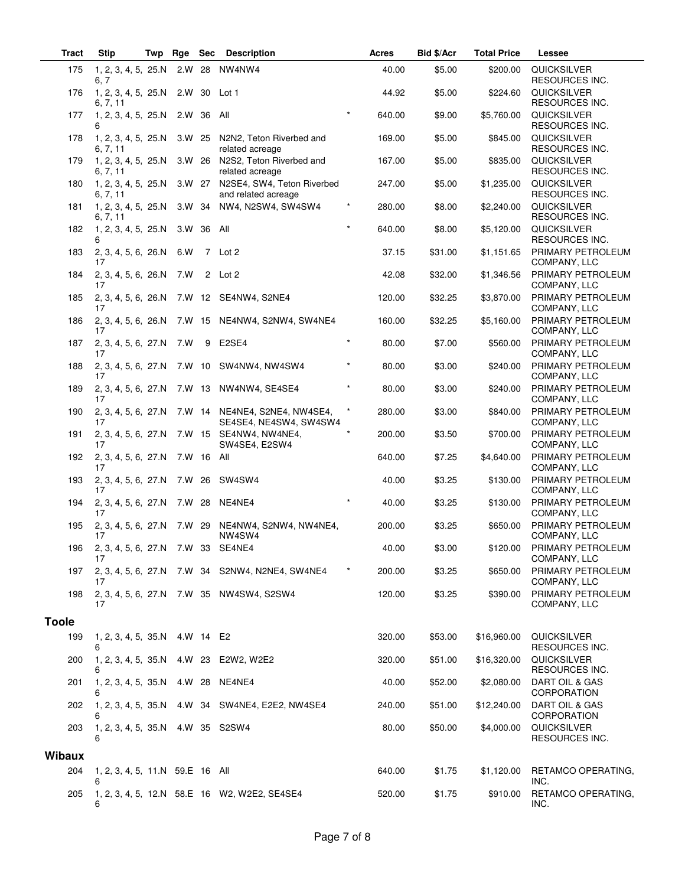| Tract | Stip | Twp | Rge | Sec | Description | | Acres | Bid $/Acr | Total Price | Lessee |
|---|---|---|---|---|---|---|---|---|---|---|
| 175 | 1, 2, 3, 4, 5, 6, 7 | 25.N | 2.W | 28 | NW4NW4 | | 40.00 | $5.00 | $200.00 | QUICKSILVER RESOURCES INC. |
| 176 | 1, 2, 3, 4, 5, 6, 7, 11 | 25.N | 2.W | 30 | Lot 1 | | 44.92 | $5.00 | $224.60 | QUICKSILVER RESOURCES INC. |
| 177 | 1, 2, 3, 4, 5, 6 | 25.N | 2.W | 36 | All | * | 640.00 | $9.00 | $5,760.00 | QUICKSILVER RESOURCES INC. |
| 178 | 1, 2, 3, 4, 5, 6, 7, 11 | 25.N | 3.W | 25 | N2N2, Teton Riverbed and related acreage | | 169.00 | $5.00 | $845.00 | QUICKSILVER RESOURCES INC. |
| 179 | 1, 2, 3, 4, 5, 6, 7, 11 | 25.N | 3.W | 26 | N2S2, Teton Riverbed and related acreage | | 167.00 | $5.00 | $835.00 | QUICKSILVER RESOURCES INC. |
| 180 | 1, 2, 3, 4, 5, 6, 7, 11 | 25.N | 3.W | 27 | N2SE4, SW4, Teton Riverbed and related acreage | | 247.00 | $5.00 | $1,235.00 | QUICKSILVER RESOURCES INC. |
| 181 | 1, 2, 3, 4, 5, 6, 7, 11 | 25.N | 3.W | 34 | NW4, N2SW4, SW4SW4 | * | 280.00 | $8.00 | $2,240.00 | QUICKSILVER RESOURCES INC. |
| 182 | 1, 2, 3, 4, 5, 6 | 25.N | 3.W | 36 | All | * | 640.00 | $8.00 | $5,120.00 | QUICKSILVER RESOURCES INC. |
| 183 | 2, 3, 4, 5, 6, 17 | 26.N | 6.W | 7 | Lot 2 | | 37.15 | $31.00 | $1,151.65 | PRIMARY PETROLEUM COMPANY, LLC |
| 184 | 2, 3, 4, 5, 6, 17 | 26.N | 7.W | 2 | Lot 2 | | 42.08 | $32.00 | $1,346.56 | PRIMARY PETROLEUM COMPANY, LLC |
| 185 | 2, 3, 4, 5, 6, 17 | 26.N | 7.W | 12 | SE4NW4, S2NE4 | | 120.00 | $32.25 | $3,870.00 | PRIMARY PETROLEUM COMPANY, LLC |
| 186 | 2, 3, 4, 5, 6, 17 | 26.N | 7.W | 15 | NE4NW4, S2NW4, SW4NE4 | | 160.00 | $32.25 | $5,160.00 | PRIMARY PETROLEUM COMPANY, LLC |
| 187 | 2, 3, 4, 5, 6, 17 | 27.N | 7.W | 9 | E2SE4 | * | 80.00 | $7.00 | $560.00 | PRIMARY PETROLEUM COMPANY, LLC |
| 188 | 2, 3, 4, 5, 6, 17 | 27.N | 7.W | 10 | SW4NW4, NW4SW4 | * | 80.00 | $3.00 | $240.00 | PRIMARY PETROLEUM COMPANY, LLC |
| 189 | 2, 3, 4, 5, 6, 17 | 27.N | 7.W | 13 | NW4NW4, SE4SE4 | * | 80.00 | $3.00 | $240.00 | PRIMARY PETROLEUM COMPANY, LLC |
| 190 | 2, 3, 4, 5, 6, 17 | 27.N | 7.W | 14 | NE4NE4, S2NE4, NW4SE4, SE4SE4, NE4SW4, SW4SW4 | * | 280.00 | $3.00 | $840.00 | PRIMARY PETROLEUM COMPANY, LLC |
| 191 | 2, 3, 4, 5, 6, 17 | 27.N | 7.W | 15 | SE4NW4, NW4NE4, SW4SE4, E2SW4 | * | 200.00 | $3.50 | $700.00 | PRIMARY PETROLEUM COMPANY, LLC |
| 192 | 2, 3, 4, 5, 6, 17 | 27.N | 7.W | 16 | All | | 640.00 | $7.25 | $4,640.00 | PRIMARY PETROLEUM COMPANY, LLC |
| 193 | 2, 3, 4, 5, 6, 17 | 27.N | 7.W | 26 | SW4SW4 | | 40.00 | $3.25 | $130.00 | PRIMARY PETROLEUM COMPANY, LLC |
| 194 | 2, 3, 4, 5, 6, 17 | 27.N | 7.W | 28 | NE4NE4 | * | 40.00 | $3.25 | $130.00 | PRIMARY PETROLEUM COMPANY, LLC |
| 195 | 2, 3, 4, 5, 6, 17 | 27.N | 7.W | 29 | NE4NW4, S2NW4, NW4NE4, NW4SW4 | | 200.00 | $3.25 | $650.00 | PRIMARY PETROLEUM COMPANY, LLC |
| 196 | 2, 3, 4, 5, 6, 17 | 27.N | 7.W | 33 | SE4NE4 | | 40.00 | $3.00 | $120.00 | PRIMARY PETROLEUM COMPANY, LLC |
| 197 | 2, 3, 4, 5, 6, 17 | 27.N | 7.W | 34 | S2NW4, N2NE4, SW4NE4 | * | 200.00 | $3.25 | $650.00 | PRIMARY PETROLEUM COMPANY, LLC |
| 198 | 2, 3, 4, 5, 6, 17 | 27.N | 7.W | 35 | NW4SW4, S2SW4 | | 120.00 | $3.25 | $390.00 | PRIMARY PETROLEUM COMPANY, LLC |
| **Toole** | | | | | | | | | | |
| 199 | 1, 2, 3, 4, 5, 6 | 35.N | 4.W | 14 | E2 | | 320.00 | $53.00 | $16,960.00 | QUICKSILVER RESOURCES INC. |
| 200 | 1, 2, 3, 4, 5, 6 | 35.N | 4.W | 23 | E2W2, W2E2 | | 320.00 | $51.00 | $16,320.00 | QUICKSILVER RESOURCES INC. |
| 201 | 1, 2, 3, 4, 5, 6 | 35.N | 4.W | 28 | NE4NE4 | | 40.00 | $52.00 | $2,080.00 | DART OIL & GAS CORPORATION |
| 202 | 1, 2, 3, 4, 5, 6 | 35.N | 4.W | 34 | SW4NE4, E2E2, NW4SE4 | | 240.00 | $51.00 | $12,240.00 | DART OIL & GAS CORPORATION |
| 203 | 1, 2, 3, 4, 5, 6 | 35.N | 4.W | 35 | S2SW4 | | 80.00 | $50.00 | $4,000.00 | QUICKSILVER RESOURCES INC. |
| **Wibaux** | | | | | | | | | | |
| 204 | 1, 2, 3, 4, 5, 6 | 11.N | 59.E | 16 | All | | 640.00 | $1.75 | $1,120.00 | RETAMCO OPERATING, INC. |
| 205 | 1, 2, 3, 4, 5, 6 | 12.N | 58.E | 16 | W2, W2E2, SE4SE4 | | 520.00 | $1.75 | $910.00 | RETAMCO OPERATING, INC. |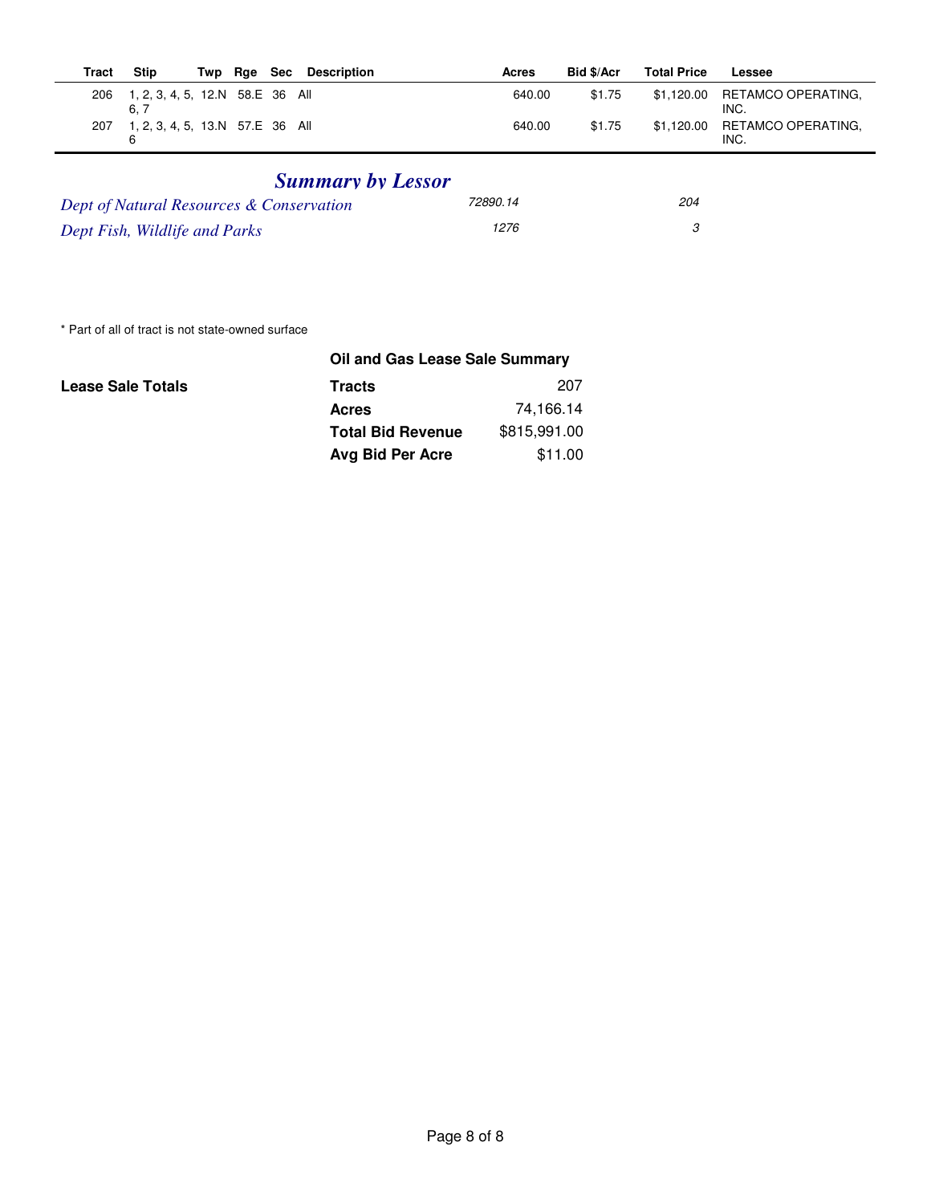| Tract | Stip | Twp | Rge | Sec | Description | Acres | Bid $/Acr | Total Price | Lessee |
|---|---|---|---|---|---|---|---|---|---|
| 206 | 1, 2, 3, 4, 5, 6, 7 | 12.N | 58.E | 36 | All | 640.00 | $1.75 | $1,120.00 | RETAMCO OPERATING, INC. |
| 207 | 1, 2, 3, 4, 5, 6 | 13.N | 57.E | 36 | All | 640.00 | $1.75 | $1,120.00 | RETAMCO OPERATING, INC. |

## *Summary by Lessor*

| | | |
|---|---|---|
| *Dept of Natural Resources & Conservation* | *72890.14* | *204* |
| *Dept Fish, Wildlife and Parks* | *1276* | *3* |

\* Part of all of tract is not state-owned surface

**Oil and Gas Lease Sale Summary**

| **Lease Sale Totals** | | |
|---|---|---|
| | **Tracts** | 207 |
| | **Acres** | 74,166.14 |
| | **Total Bid Revenue** | $815,991.00 |
| | **Avg Bid Per Acre** | $11.00 |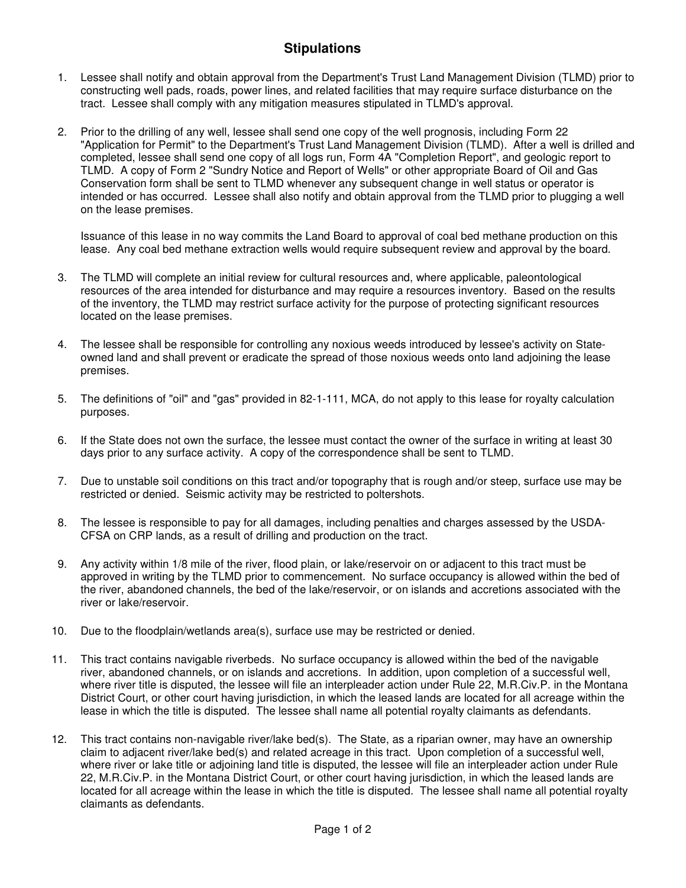# Stipulations

1. Lessee shall notify and obtain approval from the Department's Trust Land Management Division (TLMD) prior to constructing well pads, roads, power lines, and related facilities that may require surface disturbance on the tract. Lessee shall comply with any mitigation measures stipulated in TLMD's approval.

2. Prior to the drilling of any well, lessee shall send one copy of the well prognosis, including Form 22 "Application for Permit" to the Department's Trust Land Management Division (TLMD). After a well is drilled and completed, lessee shall send one copy of all logs run, Form 4A "Completion Report", and geologic report to TLMD. A copy of Form 2 "Sundry Notice and Report of Wells" or other appropriate Board of Oil and Gas Conservation form shall be sent to TLMD whenever any subsequent change in well status or operator is intended or has occurred. Lessee shall also notify and obtain approval from the TLMD prior to plugging a well on the lease premises.

   Issuance of this lease in no way commits the Land Board to approval of coal bed methane production on this lease. Any coal bed methane extraction wells would require subsequent review and approval by the board.

3. The TLMD will complete an initial review for cultural resources and, where applicable, paleontological resources of the area intended for disturbance and may require a resources inventory. Based on the results of the inventory, the TLMD may restrict surface activity for the purpose of protecting significant resources located on the lease premises.

4. The lessee shall be responsible for controlling any noxious weeds introduced by lessee's activity on State-owned land and shall prevent or eradicate the spread of those noxious weeds onto land adjoining the lease premises.

5. The definitions of "oil" and "gas" provided in 82-1-111, MCA, do not apply to this lease for royalty calculation purposes.

6. If the State does not own the surface, the lessee must contact the owner of the surface in writing at least 30 days prior to any surface activity. A copy of the correspondence shall be sent to TLMD.

7. Due to unstable soil conditions on this tract and/or topography that is rough and/or steep, surface use may be restricted or denied. Seismic activity may be restricted to poltershots.

8. The lessee is responsible to pay for all damages, including penalties and charges assessed by the USDA-CFSA on CRP lands, as a result of drilling and production on the tract.

9. Any activity within 1/8 mile of the river, flood plain, or lake/reservoir on or adjacent to this tract must be approved in writing by the TLMD prior to commencement. No surface occupancy is allowed within the bed of the river, abandoned channels, the bed of the lake/reservoir, or on islands and accretions associated with the river or lake/reservoir.

10. Due to the floodplain/wetlands area(s), surface use may be restricted or denied.

11. This tract contains navigable riverbeds. No surface occupancy is allowed within the bed of the navigable river, abandoned channels, or on islands and accretions. In addition, upon completion of a successful well, where river title is disputed, the lessee will file an interpleader action under Rule 22, M.R.Civ.P. in the Montana District Court, or other court having jurisdiction, in which the leased lands are located for all acreage within the lease in which the title is disputed. The lessee shall name all potential royalty claimants as defendants.

12. This tract contains non-navigable river/lake bed(s). The State, as a riparian owner, may have an ownership claim to adjacent river/lake bed(s) and related acreage in this tract. Upon completion of a successful well, where river or lake title or adjoining land title is disputed, the lessee will file an interpleader action under Rule 22, M.R.Civ.P. in the Montana District Court, or other court having jurisdiction, in which the leased lands are located for all acreage within the lease in which the title is disputed. The lessee shall name all potential royalty claimants as defendants.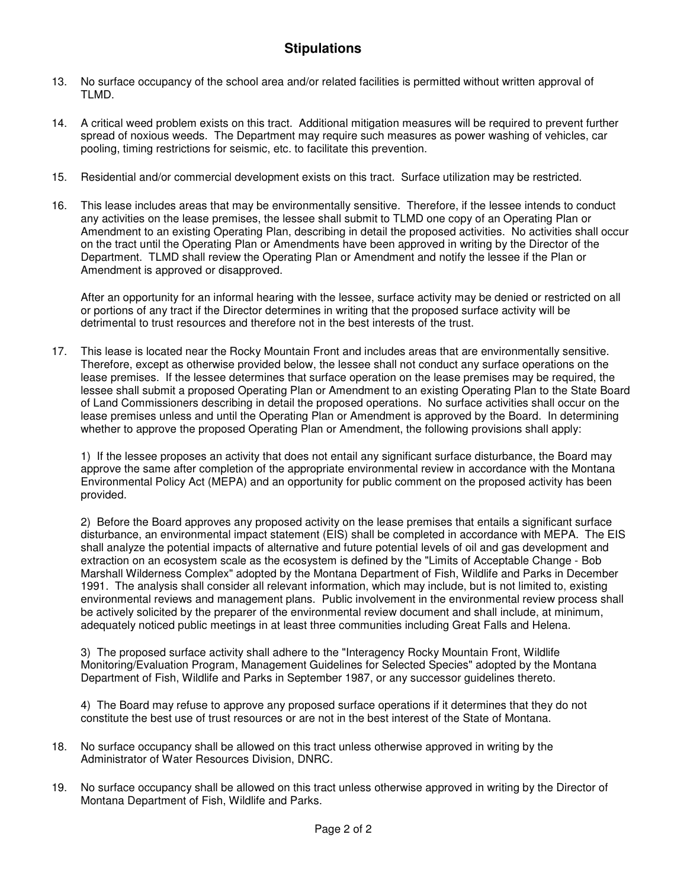## Stipulations

13. No surface occupancy of the school area and/or related facilities is permitted without written approval of TLMD.

14. A critical weed problem exists on this tract. Additional mitigation measures will be required to prevent further spread of noxious weeds. The Department may require such measures as power washing of vehicles, car pooling, timing restrictions for seismic, etc. to facilitate this prevention.

15. Residential and/or commercial development exists on this tract. Surface utilization may be restricted.

16. This lease includes areas that may be environmentally sensitive. Therefore, if the lessee intends to conduct any activities on the lease premises, the lessee shall submit to TLMD one copy of an Operating Plan or Amendment to an existing Operating Plan, describing in detail the proposed activities. No activities shall occur on the tract until the Operating Plan or Amendments have been approved in writing by the Director of the Department. TLMD shall review the Operating Plan or Amendment and notify the lessee if the Plan or Amendment is approved or disapproved.

    After an opportunity for an informal hearing with the lessee, surface activity may be denied or restricted on all or portions of any tract if the Director determines in writing that the proposed surface activity will be detrimental to trust resources and therefore not in the best interests of the trust.

17. This lease is located near the Rocky Mountain Front and includes areas that are environmentally sensitive. Therefore, except as otherwise provided below, the lessee shall not conduct any surface operations on the lease premises. If the lessee determines that surface operation on the lease premises may be required, the lessee shall submit a proposed Operating Plan or Amendment to an existing Operating Plan to the State Board of Land Commissioners describing in detail the proposed operations. No surface activities shall occur on the lease premises unless and until the Operating Plan or Amendment is approved by the Board. In determining whether to approve the proposed Operating Plan or Amendment, the following provisions shall apply:

    1) If the lessee proposes an activity that does not entail any significant surface disturbance, the Board may approve the same after completion of the appropriate environmental review in accordance with the Montana Environmental Policy Act (MEPA) and an opportunity for public comment on the proposed activity has been provided.

    2) Before the Board approves any proposed activity on the lease premises that entails a significant surface disturbance, an environmental impact statement (EIS) shall be completed in accordance with MEPA. The EIS shall analyze the potential impacts of alternative and future potential levels of oil and gas development and extraction on an ecosystem scale as the ecosystem is defined by the "Limits of Acceptable Change - Bob Marshall Wilderness Complex" adopted by the Montana Department of Fish, Wildlife and Parks in December 1991. The analysis shall consider all relevant information, which may include, but is not limited to, existing environmental reviews and management plans. Public involvement in the environmental review process shall be actively solicited by the preparer of the environmental review document and shall include, at minimum, adequately noticed public meetings in at least three communities including Great Falls and Helena.

    3) The proposed surface activity shall adhere to the "Interagency Rocky Mountain Front, Wildlife Monitoring/Evaluation Program, Management Guidelines for Selected Species" adopted by the Montana Department of Fish, Wildlife and Parks in September 1987, or any successor guidelines thereto.

    4) The Board may refuse to approve any proposed surface operations if it determines that they do not constitute the best use of trust resources or are not in the best interest of the State of Montana.

18. No surface occupancy shall be allowed on this tract unless otherwise approved in writing by the Administrator of Water Resources Division, DNRC.

19. No surface occupancy shall be allowed on this tract unless otherwise approved in writing by the Director of Montana Department of Fish, Wildlife and Parks.